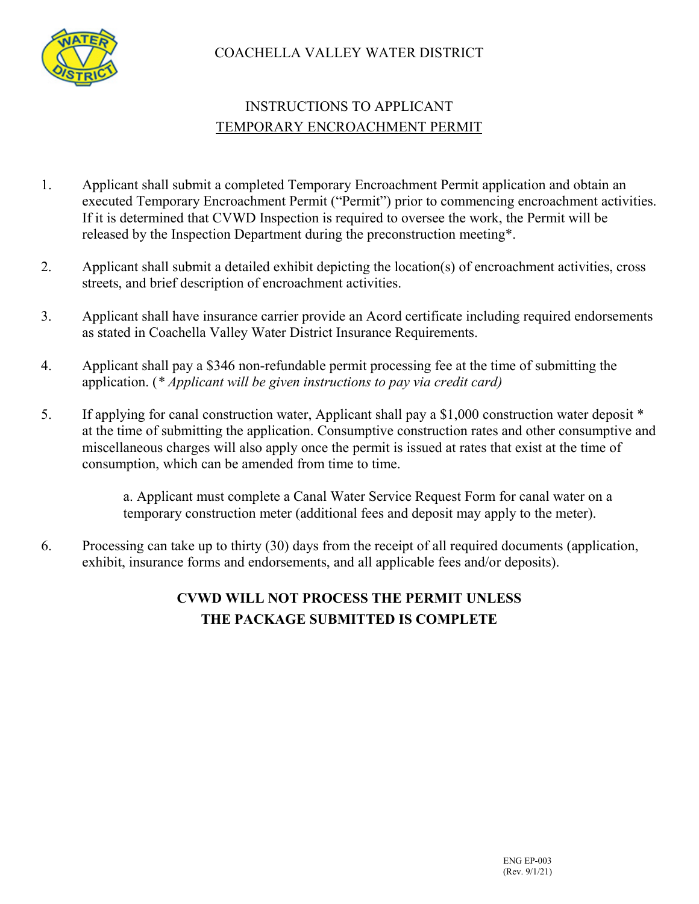COACHELLA VALLEY WATER DISTRICT

# INSTRUCTIONS TO APPLICANT

## TEMPORARY ENCROACHMENT PERMIT

1. Applicant shall submit a completed Temporary Encroachment Permit application and obtain an executed Temporary Encroachment Permit ("Permit") prior to commencing encroachment activities. If it is determined that CVWD Inspection is required to oversee the work, the Permit will be released by the Inspection Department during the preconstruction meeting*.

2. Applicant shall submit a detailed exhibit depicting the location(s) of encroachment activities, cross streets, and brief description of encroachment activities.

3. Applicant shall have insurance carrier provide an Acord certificate including required endorsements as stated in Coachella Valley Water District Insurance Requirements.

4. Applicant shall pay a $346 non-refundable permit processing fee at the time of submitting the application. (*\* Applicant will be given instructions to pay via credit card)*

5. If applying for canal construction water, Applicant shall pay a $1,000 construction water deposit * at the time of submitting the application. Consumptive construction rates and other consumptive and miscellaneous charges will also apply once the permit is issued at rates that exist at the time of consumption, which can be amended from time to time.

   a. Applicant must complete a Canal Water Service Request Form for canal water on a temporary construction meter (additional fees and deposit may apply to the meter).

6. Processing can take up to thirty (30) days from the receipt of all required documents (application, exhibit, insurance forms and endorsements, and all applicable fees and/or deposits).

**CVWD WILL NOT PROCESS THE PERMIT UNLESS THE PACKAGE SUBMITTED IS COMPLETE**

ENG EP-003
(Rev. 9/1/21)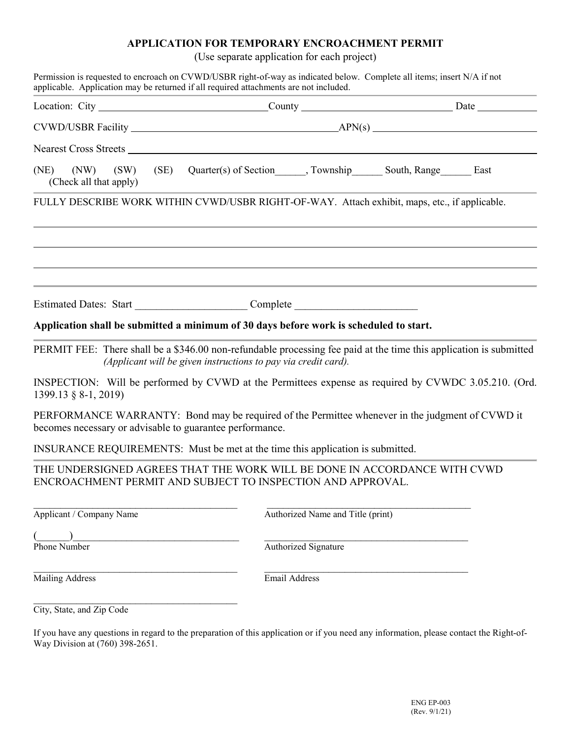# APPLICATION FOR TEMPORARY ENCROACHMENT PERMIT

(Use separate application for each project)

Permission is requested to encroach on CVWD/USBR right-of-way as indicated below. Complete all items; insert N/A if not applicable. Application may be returned if all required attachments are not included.

Location: City ________________________________ County ____________________________ Date __________

CVWD/USBR Facility ________________________________________ APN(s) ________________________________

Nearest Cross Streets ________________________________________________________________________

(NE) (NW) (SW) (SE) Quarter(s) of Section______, Township______ South, Range______ East
(Check all that apply)

FULLY DESCRIBE WORK WITHIN CVWD/USBR RIGHT-OF-WAY. Attach exhibit, maps, etc., if applicable.

________________________________________________________________________________________

________________________________________________________________________________________

________________________________________________________________________________________

Estimated Dates: Start _____________________ Complete _______________________

**Application shall be submitted a minimum of 30 days before work is scheduled to start.**

PERMIT FEE: There shall be a $346.00 non-refundable processing fee paid at the time this application is submitted *(Applicant will be given instructions to pay via credit card).*

INSPECTION: Will be performed by CVWD at the Permittees expense as required by CVWDC 3.05.210. (Ord. 1399.13 § 8-1, 2019)

PERFORMANCE WARRANTY: Bond may be required of the Permittee whenever in the judgment of CVWD it becomes necessary or advisable to guarantee performance.

INSURANCE REQUIREMENTS: Must be met at the time this application is submitted.

THE UNDERSIGNED AGREES THAT THE WORK WILL BE DONE IN ACCORDANCE WITH CVWD ENCROACHMENT PERMIT AND SUBJECT TO INSPECTION AND APPROVAL.

| | |
|---|---|
| ________________________________________ | ________________________________________ |
| Applicant / Company Name | Authorized Name and Title (print) |
| (______)________________________________ | ________________________________________ |
| Phone Number | Authorized Signature |
| ________________________________________ | ________________________________________ |
| Mailing Address | Email Address |
| ________________________________________ | |
| City, State, and Zip Code | |

If you have any questions in regard to the preparation of this application or if you need any information, please contact the Right-of-Way Division at (760) 398-2651.

ENG EP-003
(Rev. 9/1/21)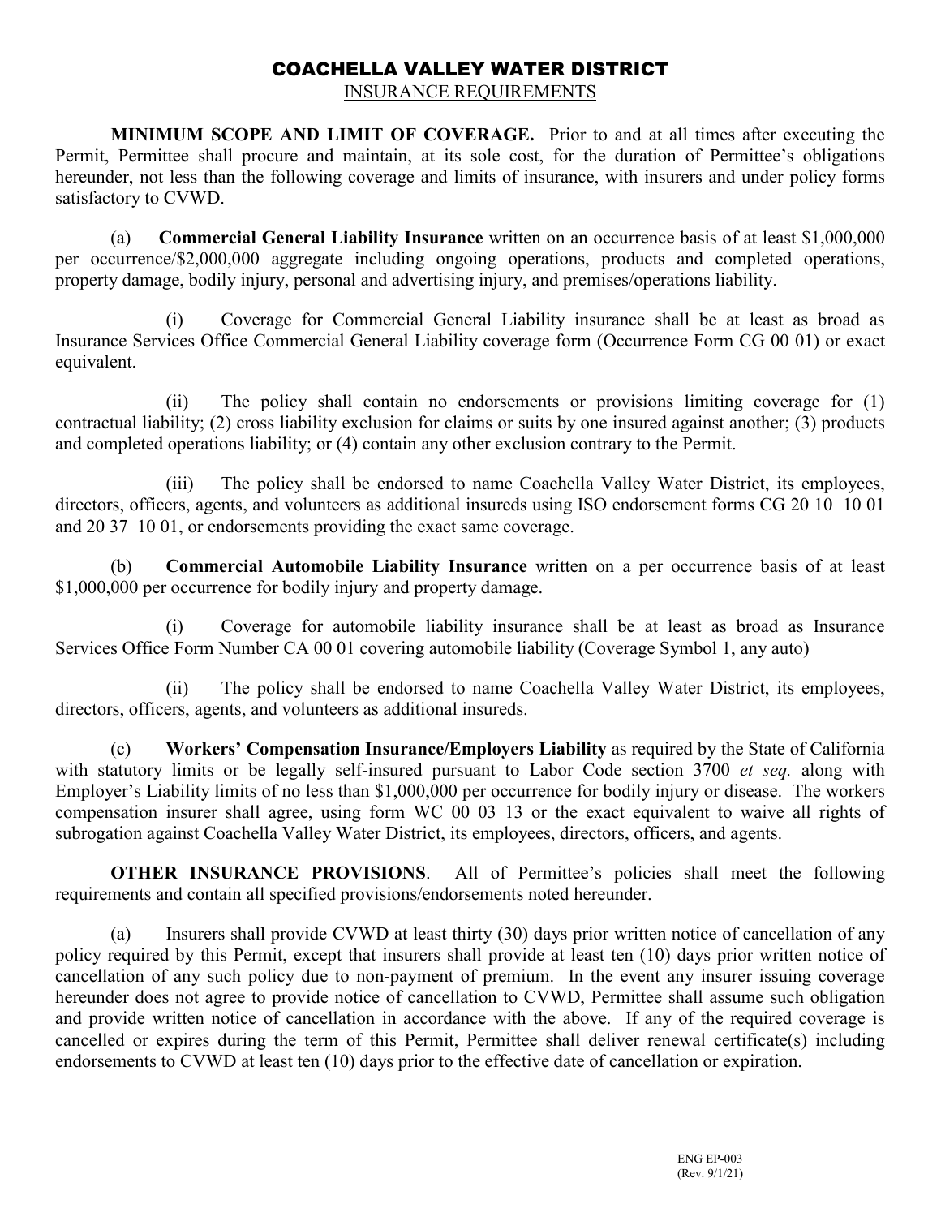# COACHELLA VALLEY WATER DISTRICT

## INSURANCE REQUIREMENTS

**MINIMUM SCOPE AND LIMIT OF COVERAGE.** Prior to and at all times after executing the Permit, Permittee shall procure and maintain, at its sole cost, for the duration of Permittee's obligations hereunder, not less than the following coverage and limits of insurance, with insurers and under policy forms satisfactory to CVWD.

(a) **Commercial General Liability Insurance** written on an occurrence basis of at least $1,000,000 per occurrence/$2,000,000 aggregate including ongoing operations, products and completed operations, property damage, bodily injury, personal and advertising injury, and premises/operations liability.

(i) Coverage for Commercial General Liability insurance shall be at least as broad as Insurance Services Office Commercial General Liability coverage form (Occurrence Form CG 00 01) or exact equivalent.

(ii) The policy shall contain no endorsements or provisions limiting coverage for (1) contractual liability; (2) cross liability exclusion for claims or suits by one insured against another; (3) products and completed operations liability; or (4) contain any other exclusion contrary to the Permit.

(iii) The policy shall be endorsed to name Coachella Valley Water District, its employees, directors, officers, agents, and volunteers as additional insureds using ISO endorsement forms CG 20 10 10 01 and 20 37 10 01, or endorsements providing the exact same coverage.

(b) **Commercial Automobile Liability Insurance** written on a per occurrence basis of at least $1,000,000 per occurrence for bodily injury and property damage.

(i) Coverage for automobile liability insurance shall be at least as broad as Insurance Services Office Form Number CA 00 01 covering automobile liability (Coverage Symbol 1, any auto)

(ii) The policy shall be endorsed to name Coachella Valley Water District, its employees, directors, officers, agents, and volunteers as additional insureds.

(c) **Workers' Compensation Insurance/Employers Liability** as required by the State of California with statutory limits or be legally self-insured pursuant to Labor Code section 3700 *et seq.* along with Employer's Liability limits of no less than $1,000,000 per occurrence for bodily injury or disease. The workers compensation insurer shall agree, using form WC 00 03 13 or the exact equivalent to waive all rights of subrogation against Coachella Valley Water District, its employees, directors, officers, and agents.

**OTHER INSURANCE PROVISIONS**. All of Permittee's policies shall meet the following requirements and contain all specified provisions/endorsements noted hereunder.

(a) Insurers shall provide CVWD at least thirty (30) days prior written notice of cancellation of any policy required by this Permit, except that insurers shall provide at least ten (10) days prior written notice of cancellation of any such policy due to non-payment of premium. In the event any insurer issuing coverage hereunder does not agree to provide notice of cancellation to CVWD, Permittee shall assume such obligation and provide written notice of cancellation in accordance with the above. If any of the required coverage is cancelled or expires during the term of this Permit, Permittee shall deliver renewal certificate(s) including endorsements to CVWD at least ten (10) days prior to the effective date of cancellation or expiration.

ENG EP-003
(Rev. 9/1/21)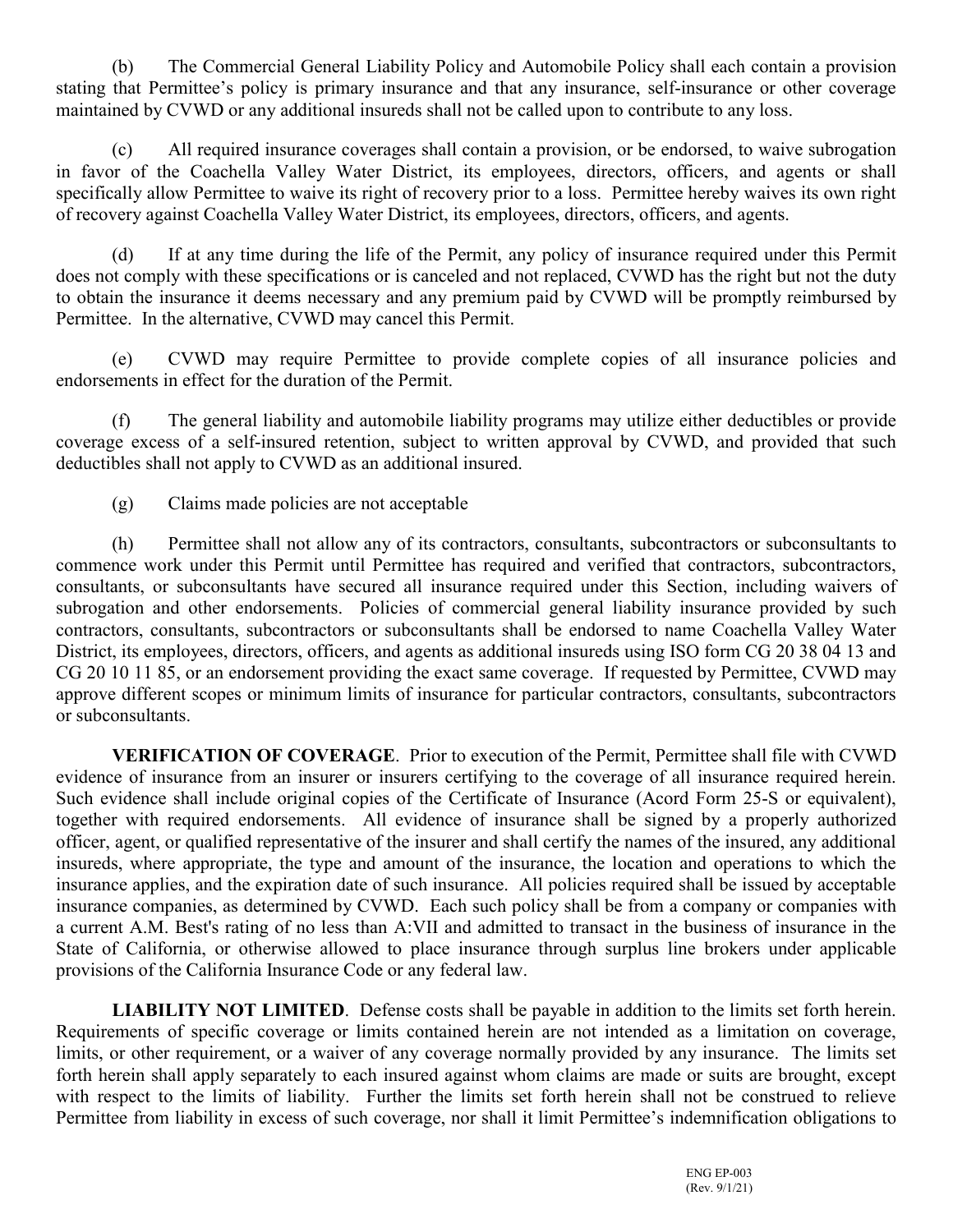(b) The Commercial General Liability Policy and Automobile Policy shall each contain a provision stating that Permittee's policy is primary insurance and that any insurance, self-insurance or other coverage maintained by CVWD or any additional insureds shall not be called upon to contribute to any loss.

(c) All required insurance coverages shall contain a provision, or be endorsed, to waive subrogation in favor of the Coachella Valley Water District, its employees, directors, officers, and agents or shall specifically allow Permittee to waive its right of recovery prior to a loss. Permittee hereby waives its own right of recovery against Coachella Valley Water District, its employees, directors, officers, and agents.

(d) If at any time during the life of the Permit, any policy of insurance required under this Permit does not comply with these specifications or is canceled and not replaced, CVWD has the right but not the duty to obtain the insurance it deems necessary and any premium paid by CVWD will be promptly reimbursed by Permittee. In the alternative, CVWD may cancel this Permit.

(e) CVWD may require Permittee to provide complete copies of all insurance policies and endorsements in effect for the duration of the Permit.

(f) The general liability and automobile liability programs may utilize either deductibles or provide coverage excess of a self-insured retention, subject to written approval by CVWD, and provided that such deductibles shall not apply to CVWD as an additional insured.

(g) Claims made policies are not acceptable

(h) Permittee shall not allow any of its contractors, consultants, subcontractors or subconsultants to commence work under this Permit until Permittee has required and verified that contractors, subcontractors, consultants, or subconsultants have secured all insurance required under this Section, including waivers of subrogation and other endorsements. Policies of commercial general liability insurance provided by such contractors, consultants, subcontractors or subconsultants shall be endorsed to name Coachella Valley Water District, its employees, directors, officers, and agents as additional insureds using ISO form CG 20 38 04 13 and CG 20 10 11 85, or an endorsement providing the exact same coverage. If requested by Permittee, CVWD may approve different scopes or minimum limits of insurance for particular contractors, consultants, subcontractors or subconsultants.

**VERIFICATION OF COVERAGE**. Prior to execution of the Permit, Permittee shall file with CVWD evidence of insurance from an insurer or insurers certifying to the coverage of all insurance required herein. Such evidence shall include original copies of the Certificate of Insurance (Acord Form 25-S or equivalent), together with required endorsements. All evidence of insurance shall be signed by a properly authorized officer, agent, or qualified representative of the insurer and shall certify the names of the insured, any additional insureds, where appropriate, the type and amount of the insurance, the location and operations to which the insurance applies, and the expiration date of such insurance. All policies required shall be issued by acceptable insurance companies, as determined by CVWD. Each such policy shall be from a company or companies with a current A.M. Best's rating of no less than A:VII and admitted to transact in the business of insurance in the State of California, or otherwise allowed to place insurance through surplus line brokers under applicable provisions of the California Insurance Code or any federal law.

**LIABILITY NOT LIMITED**. Defense costs shall be payable in addition to the limits set forth herein. Requirements of specific coverage or limits contained herein are not intended as a limitation on coverage, limits, or other requirement, or a waiver of any coverage normally provided by any insurance. The limits set forth herein shall apply separately to each insured against whom claims are made or suits are brought, except with respect to the limits of liability. Further the limits set forth herein shall not be construed to relieve Permittee from liability in excess of such coverage, nor shall it limit Permittee's indemnification obligations to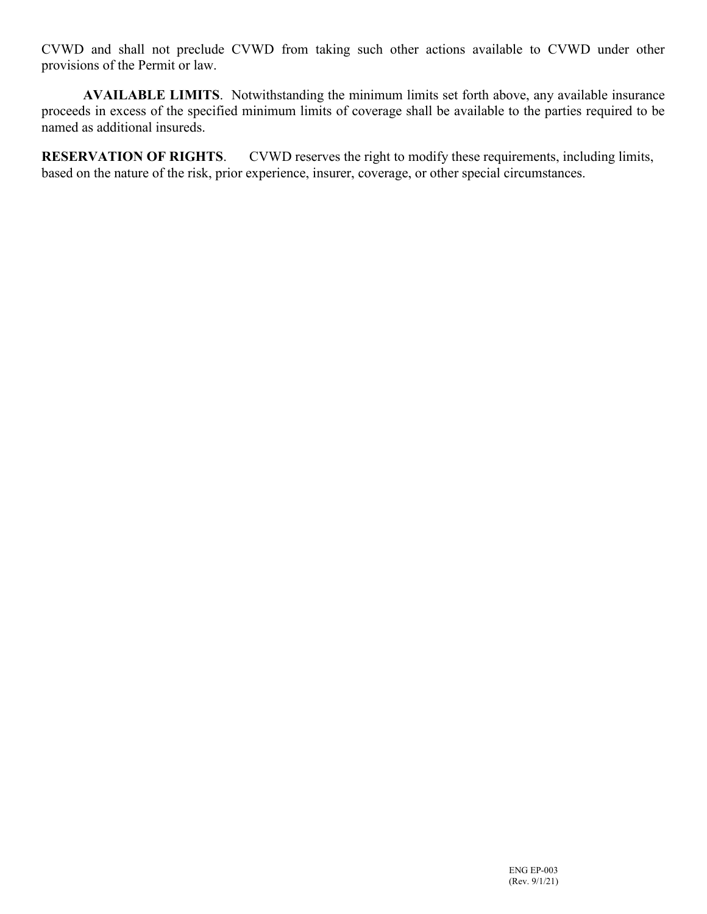CVWD and shall not preclude CVWD from taking such other actions available to CVWD under other provisions of the Permit or law.

**AVAILABLE LIMITS**. Notwithstanding the minimum limits set forth above, any available insurance proceeds in excess of the specified minimum limits of coverage shall be available to the parties required to be named as additional insureds.

**RESERVATION OF RIGHTS**. CVWD reserves the right to modify these requirements, including limits, based on the nature of the risk, prior experience, insurer, coverage, or other special circumstances.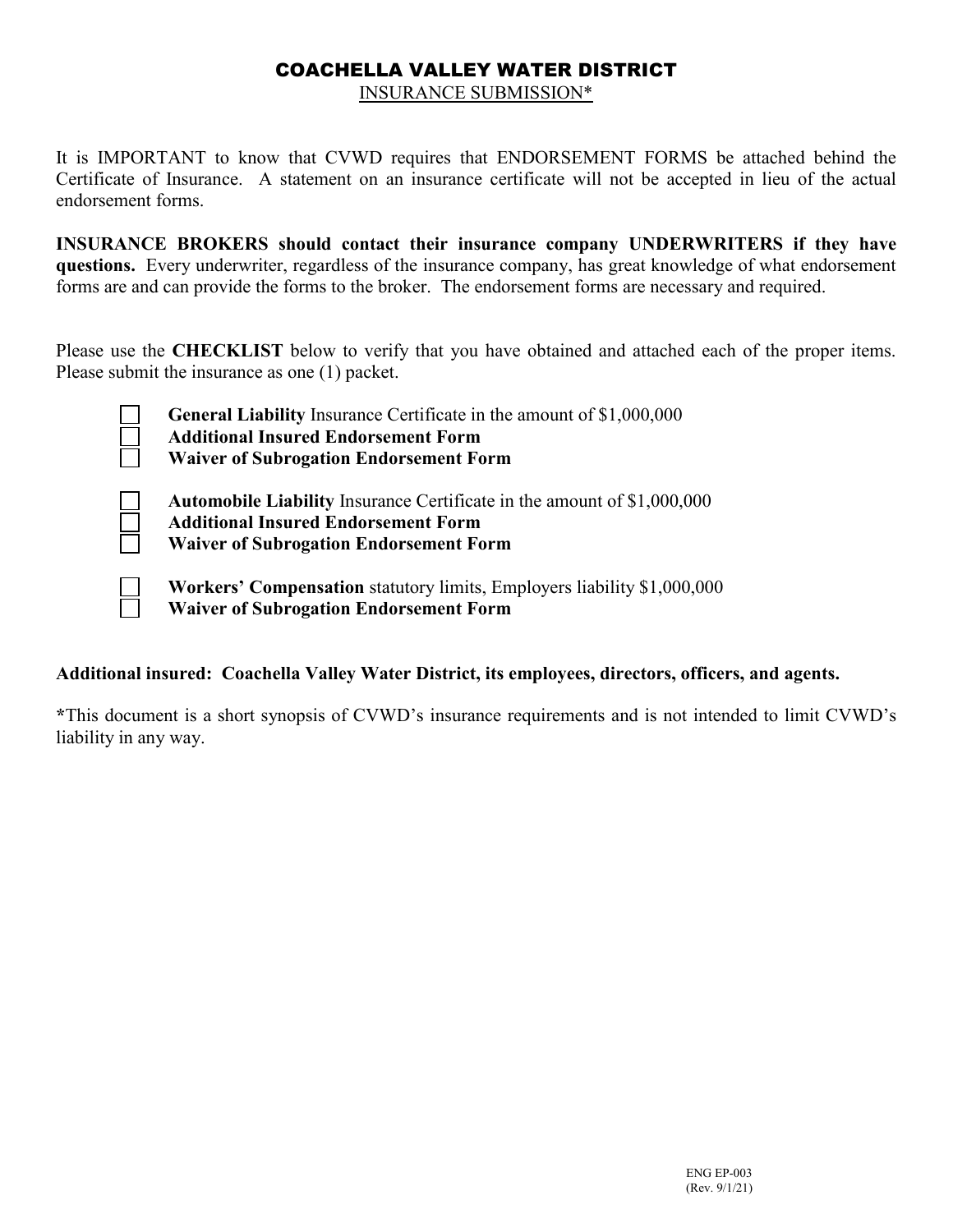# COACHELLA VALLEY WATER DISTRICT

INSURANCE SUBMISSION*

It is IMPORTANT to know that CVWD requires that ENDORSEMENT FORMS be attached behind the Certificate of Insurance. A statement on an insurance certificate will not be accepted in lieu of the actual endorsement forms.

**INSURANCE BROKERS should contact their insurance company UNDERWRITERS if they have questions.** Every underwriter, regardless of the insurance company, has great knowledge of what endorsement forms are and can provide the forms to the broker. The endorsement forms are necessary and required.

Please use the **CHECKLIST** below to verify that you have obtained and attached each of the proper items. Please submit the insurance as one (1) packet.

- [ ] **General Liability** Insurance Certificate in the amount of $1,000,000
- [ ] **Additional Insured Endorsement Form**
- [ ] **Waiver of Subrogation Endorsement Form**

- [ ] **Automobile Liability** Insurance Certificate in the amount of $1,000,000
- [ ] **Additional Insured Endorsement Form**
- [ ] **Waiver of Subrogation Endorsement Form**

- [ ] **Workers' Compensation** statutory limits, Employers liability $1,000,000
- [ ] **Waiver of Subrogation Endorsement Form**

**Additional insured: Coachella Valley Water District, its employees, directors, officers, and agents.**

**\***This document is a short synopsis of CVWD's insurance requirements and is not intended to limit CVWD's liability in any way.

ENG EP-003
(Rev. 9/1/21)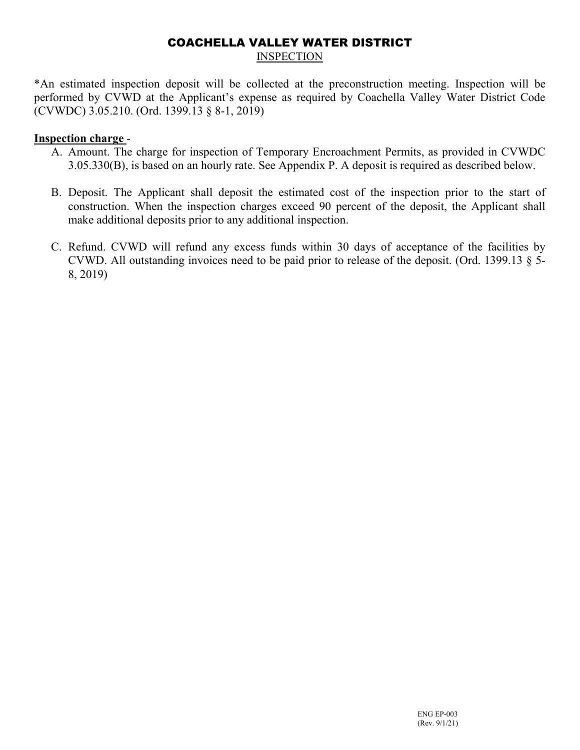# COACHELLA VALLEY WATER DISTRICT

## INSPECTION

*An estimated inspection deposit will be collected at the preconstruction meeting. Inspection will be performed by CVWD at the Applicant's expense as required by Coachella Valley Water District Code (CVWDC) 3.05.210. (Ord. 1399.13 § 8-1, 2019)

**Inspection charge** -

A. Amount. The charge for inspection of Temporary Encroachment Permits, as provided in CVWDC 3.05.330(B), is based on an hourly rate. See Appendix P. A deposit is required as described below.

B. Deposit. The Applicant shall deposit the estimated cost of the inspection prior to the start of construction. When the inspection charges exceed 90 percent of the deposit, the Applicant shall make additional deposits prior to any additional inspection.

C. Refund. CVWD will refund any excess funds within 30 days of acceptance of the facilities by CVWD. All outstanding invoices need to be paid prior to release of the deposit. (Ord. 1399.13 § 5-8, 2019)

ENG EP-003
(Rev. 9/1/21)